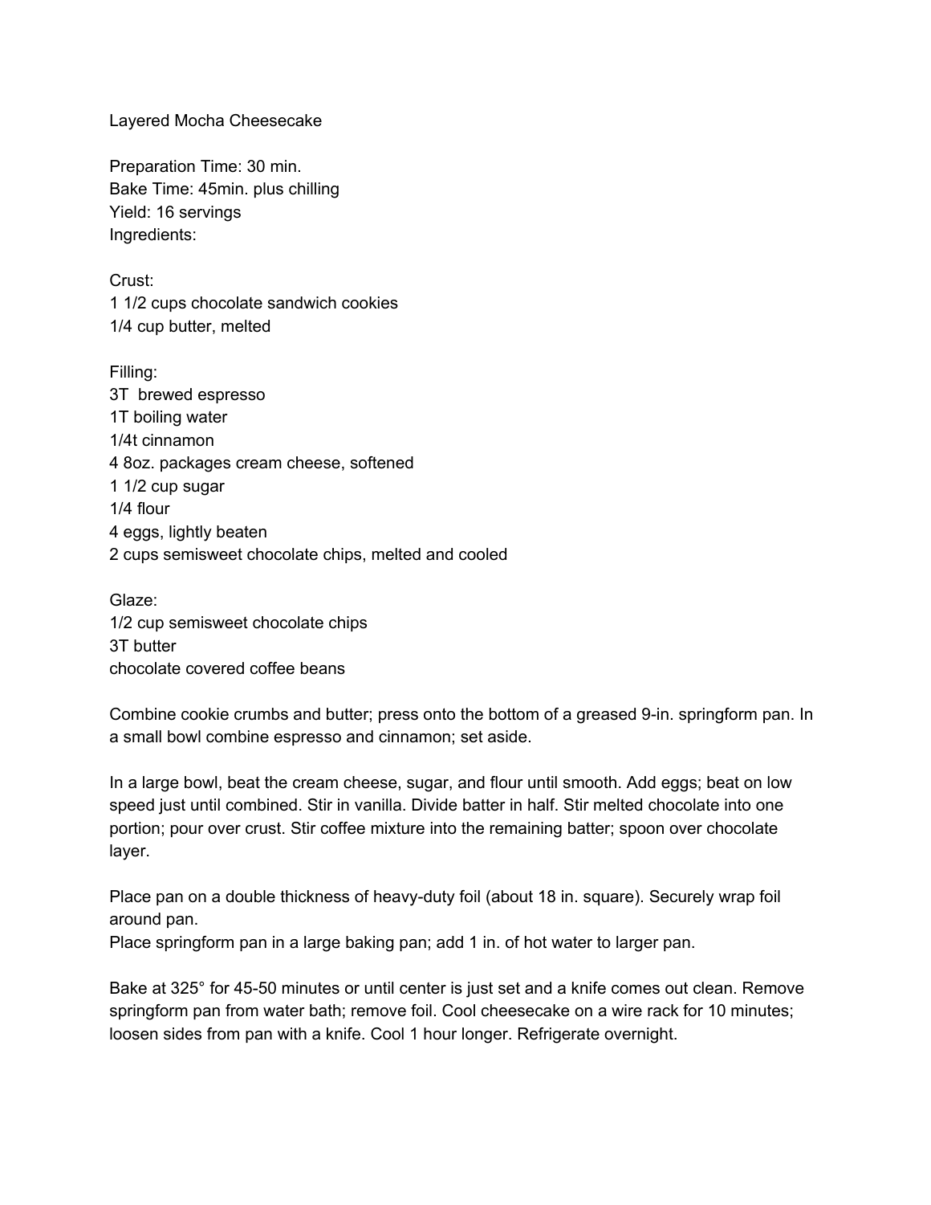# Layered Mocha Cheesecake

Preparation Time: 30 min.
Bake Time: 45min. plus chilling
Yield: 16 servings
Ingredients:

Crust:
1 1/2 cups chocolate sandwich cookies
1/4 cup butter, melted

Filling:
3T brewed espresso
1T boiling water
1/4t cinnamon
4 8oz. packages cream cheese, softened
1 1/2 cup sugar
1/4 flour
4 eggs, lightly beaten
2 cups semisweet chocolate chips, melted and cooled

Glaze:
1/2 cup semisweet chocolate chips
3T butter
chocolate covered coffee beans

Combine cookie crumbs and butter; press onto the bottom of a greased 9-in. springform pan. In a small bowl combine espresso and cinnamon; set aside.

In a large bowl, beat the cream cheese, sugar, and flour until smooth. Add eggs; beat on low speed just until combined. Stir in vanilla. Divide batter in half. Stir melted chocolate into one portion; pour over crust. Stir coffee mixture into the remaining batter; spoon over chocolate layer.

Place pan on a double thickness of heavy-duty foil (about 18 in. square). Securely wrap foil around pan.
Place springform pan in a large baking pan; add 1 in. of hot water to larger pan.

Bake at 325° for 45-50 minutes or until center is just set and a knife comes out clean. Remove springform pan from water bath; remove foil. Cool cheesecake on a wire rack for 10 minutes; loosen sides from pan with a knife. Cool 1 hour longer. Refrigerate overnight.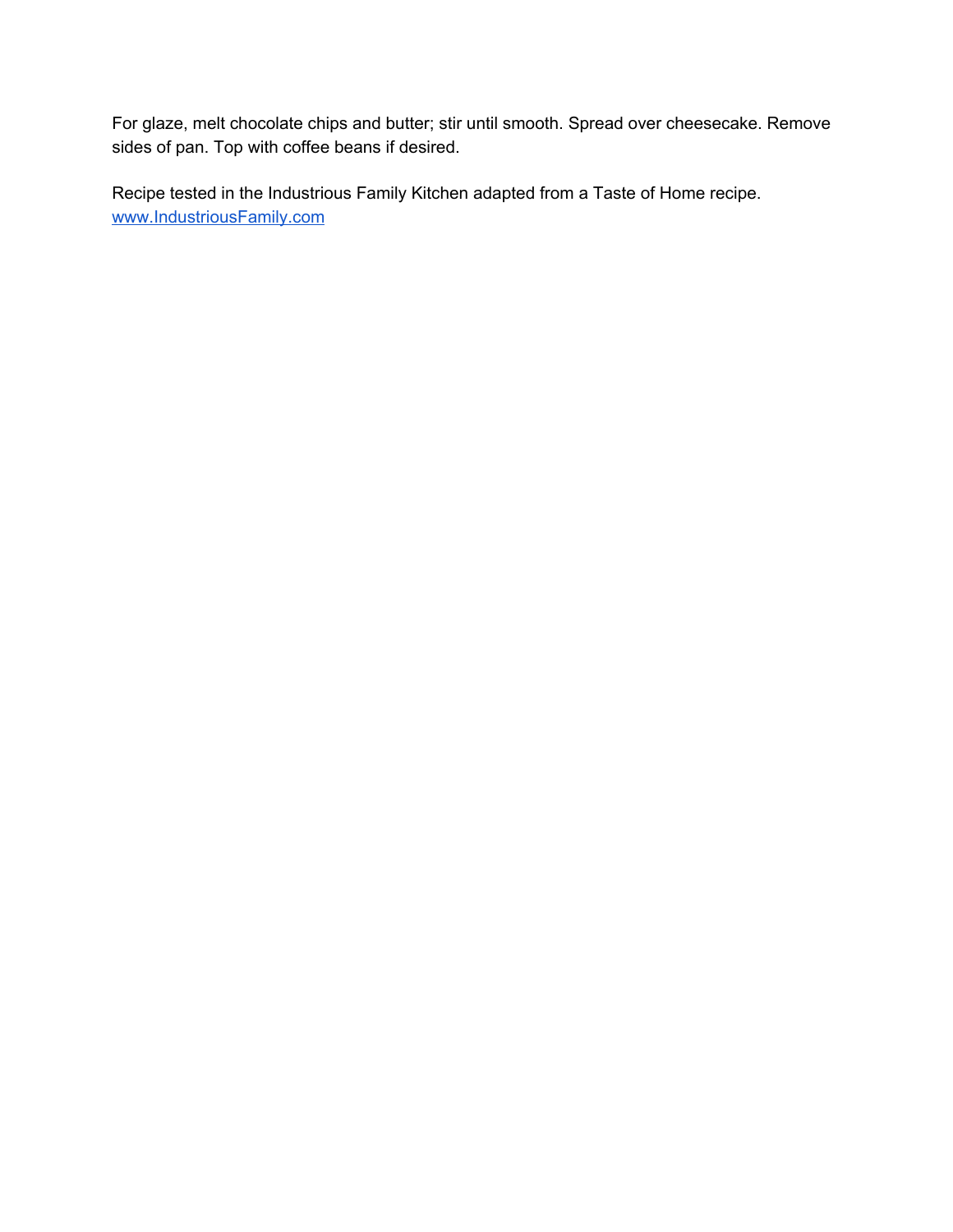For glaze, melt chocolate chips and butter; stir until smooth. Spread over cheesecake. Remove sides of pan. Top with coffee beans if desired.

Recipe tested in the Industrious Family Kitchen adapted from a Taste of Home recipe.
[www.IndustriousFamily.com](http://www.IndustriousFamily.com)